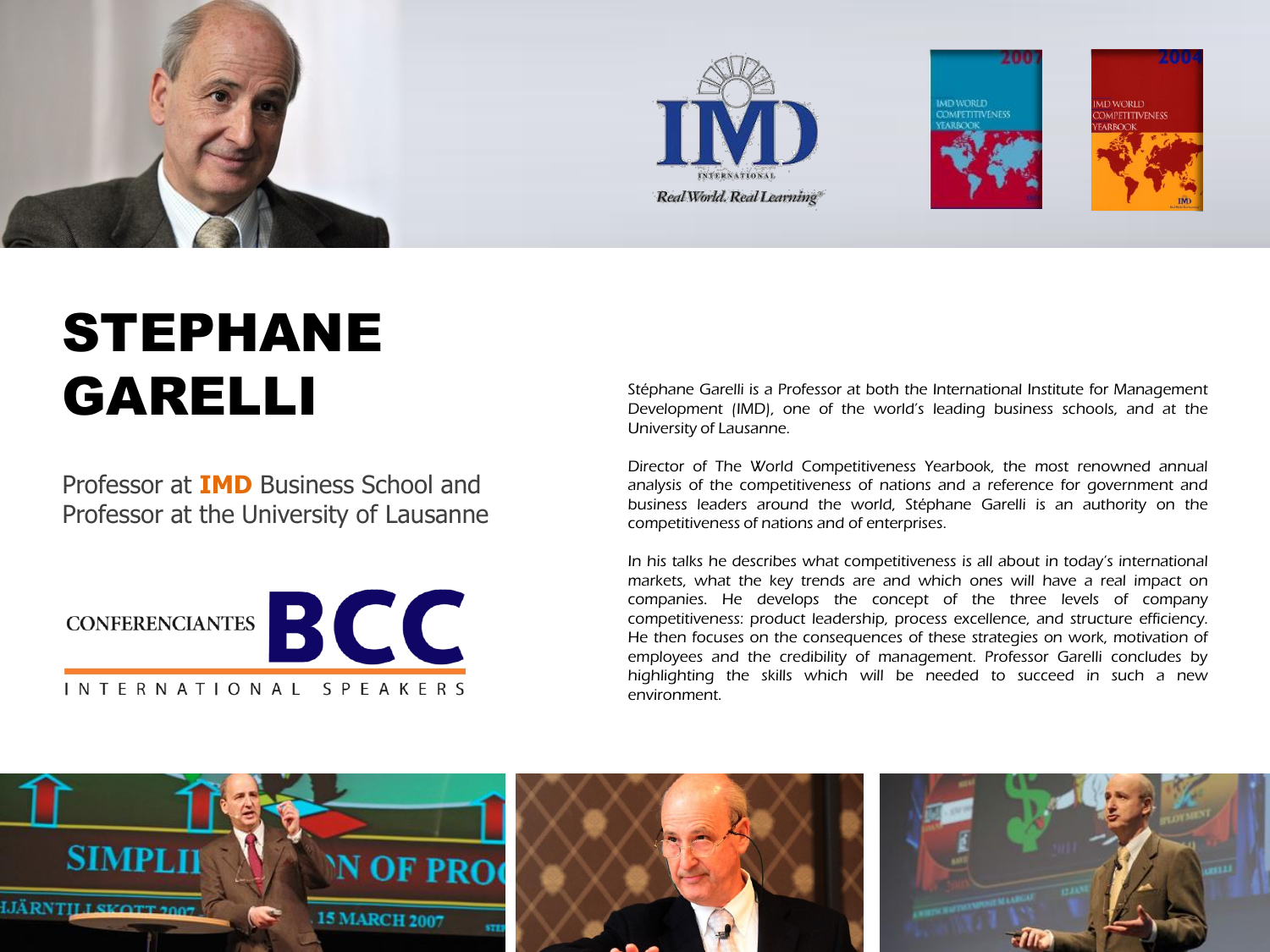# STEPHANE GARELLI

Professor at **IMD** Business School and Professor at the University of Lausanne

CONFERENCIANTES BCC

INTERNATIONAL SPEAKERS

Stéphane Garelli is a Professor at both the International Institute for Management Development (IMD), one of the world's leading business schools, and at the University of Lausanne.

Director of The World Competitiveness Yearbook, the most renowned annual analysis of the competitiveness of nations and a reference for government and business leaders around the world, Stéphane Garelli is an authority on the competitiveness of nations and of enterprises.

In his talks he describes what competitiveness is all about in today's international markets, what the key trends are and which ones will have a real impact on companies. He develops the concept of the three levels of company competitiveness: product leadership, process excellence, and structure efficiency. He then focuses on the consequences of these strategies on work, motivation of employees and the credibility of management. Professor Garelli concludes by highlighting the skills which will be needed to succeed in such a new environment.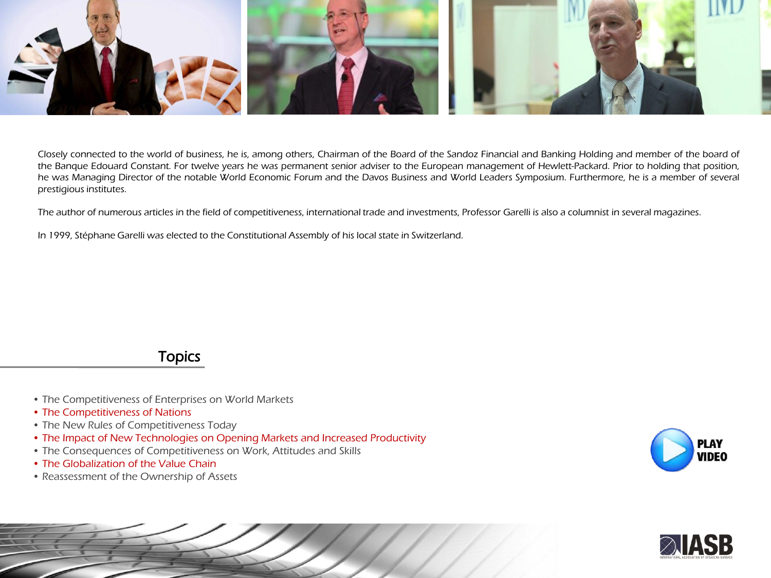Closely connected to the world of business, he is, among others, Chairman of the Board of the Sandoz Financial and Banking Holding and member of the board of the Banque Edouard Constant. For twelve years he was permanent senior adviser to the European management of Hewlett-Packard. Prior to holding that position, he was Managing Director of the notable World Economic Forum and the Davos Business and World Leaders Symposium. Furthermore, he is a member of several prestigious institutes.

The author of numerous articles in the field of competitiveness, international trade and investments, Professor Garelli is also a columnist in several magazines.

In 1999, Stéphane Garelli was elected to the Constitutional Assembly of his local state in Switzerland.

## Topics

- The Competitiveness of Enterprises on World Markets
- The Competitiveness of Nations
- The New Rules of Competitiveness Today
- The Impact of New Technologies on Opening Markets and Increased Productivity
- The Consequences of Competitiveness on Work, Attitudes and Skills
- The Globalization of the Value Chain
- Reassessment of the Ownership of Assets

PLAY VIDEO